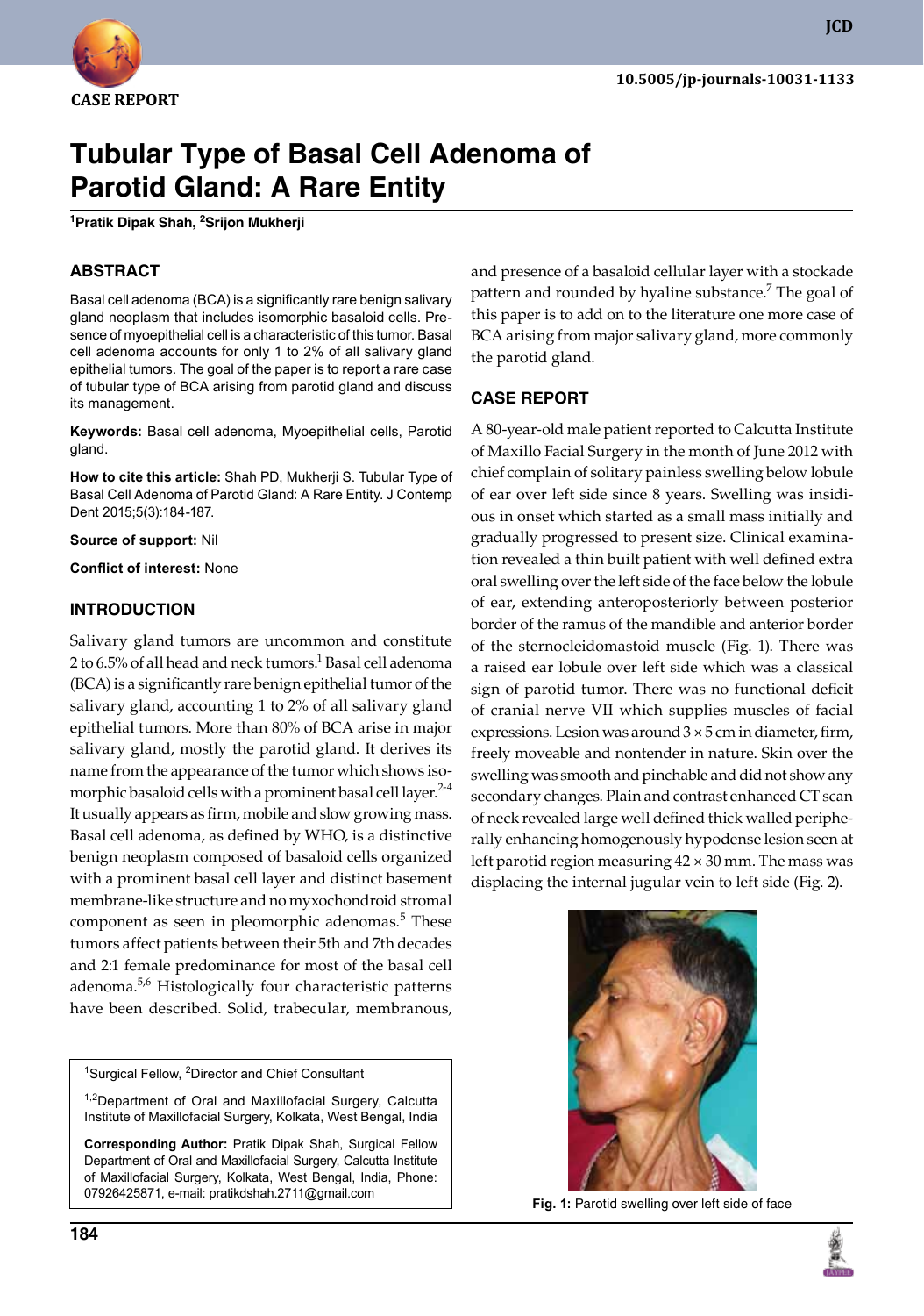CASE REPORT

10.5005/jp-journals-10031-1133

# Tubular Type of Basal Cell Adenoma of Parotid Gland: A Rare Entity

[1]Pratik Dipak Shah, [2]Srijon Mukherji

## ABSTRACT

Basal cell adenoma (BCA) is a significantly rare benign salivary gland neoplasm that includes isomorphic basaloid cells. Presence of myoepithelial cell is a characteristic of this tumor. Basal cell adenoma accounts for only 1 to 2% of all salivary gland epithelial tumors. The goal of the paper is to report a rare case of tubular type of BCA arising from parotid gland and discuss its management.

**Keywords:** Basal cell adenoma, Myoepithelial cells, Parotid gland.

**How to cite this article:** Shah PD, Mukherji S. Tubular Type of Basal Cell Adenoma of Parotid Gland: A Rare Entity. J Contemp Dent 2015;5(3):184-187.

**Source of support:** Nil

**Conflict of interest:** None

## INTRODUCTION

Salivary gland tumors are uncommon and constitute 2 to 6.5% of all head and neck tumors.[1] Basal cell adenoma (BCA) is a significantly rare benign epithelial tumor of the salivary gland, accounting 1 to 2% of all salivary gland epithelial tumors. More than 80% of BCA arise in major salivary gland, mostly the parotid gland. It derives its name from the appearance of the tumor which shows isomorphic basaloid cells with a prominent basal cell layer.[2-4] It usually appears as firm, mobile and slow growing mass. Basal cell adenoma, as defined by WHO, is a distinctive benign neoplasm composed of basaloid cells organized with a prominent basal cell layer and distinct basement membrane-like structure and no myxochondroid stromal component as seen in pleomorphic adenomas.[5] These tumors affect patients between their 5th and 7th decades and 2:1 female predominance for most of the basal cell adenoma.[5,6] Histologically four characteristic patterns have been described. Solid, trabecular, membranous, and presence of a basaloid cellular layer with a stockade pattern and rounded by hyaline substance.[7] The goal of this paper is to add on to the literature one more case of BCA arising from major salivary gland, more commonly the parotid gland.

## CASE REPORT

A 80-year-old male patient reported to Calcutta Institute of Maxillo Facial Surgery in the month of June 2012 with chief complain of solitary painless swelling below lobule of ear over left side since 8 years. Swelling was insidious in onset which started as a small mass initially and gradually progressed to present size. Clinical examination revealed a thin built patient with well defined extra oral swelling over the left side of the face below the lobule of ear, extending anteroposteriorly between posterior border of the ramus of the mandible and anterior border of the sternocleidomastoid muscle (Fig. 1). There was a raised ear lobule over left side which was a classical sign of parotid tumor. There was no functional deficit of cranial nerve VII which supplies muscles of facial expressions. Lesion was around 3 × 5 cm in diameter, firm, freely moveable and nontender in nature. Skin over the swelling was smooth and pinchable and did not show any secondary changes. Plain and contrast enhanced CT scan of neck revealed large well defined thick walled peripherally enhancing homogenously hypodense lesion seen at left parotid region measuring 42 × 30 mm. The mass was displacing the internal jugular vein to left side (Fig. 2).

**Fig. 1:** Parotid swelling over left side of face

---

[1]Surgical Fellow, [2]Director and Chief Consultant

[1,2]Department of Oral and Maxillofacial Surgery, Calcutta Institute of Maxillofacial Surgery, Kolkata, West Bengal, India

**Corresponding Author:** Pratik Dipak Shah, Surgical Fellow Department of Oral and Maxillofacial Surgery, Calcutta Institute of Maxillofacial Surgery, Kolkata, West Bengal, India, Phone: 07926425871, e-mail: pratikdshah.2711@gmail.com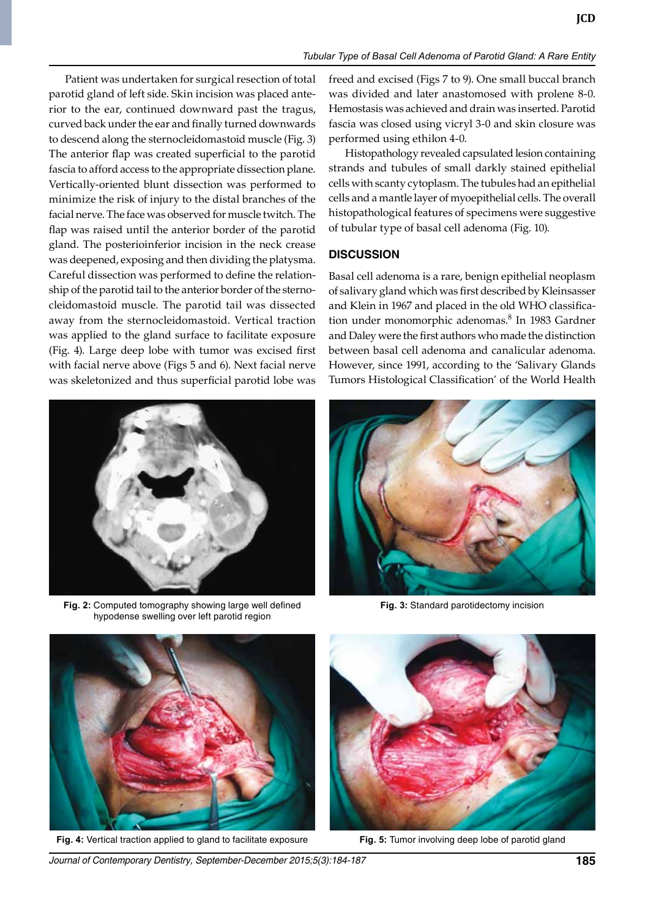Patient was undertaken for surgical resection of total parotid gland of left side. Skin incision was placed anterior to the ear, continued downward past the tragus, curved back under the ear and finally turned downwards to descend along the sternocleidomastoid muscle (Fig. 3) The anterior flap was created superficial to the parotid fascia to afford access to the appropriate dissection plane. Vertically-oriented blunt dissection was performed to minimize the risk of injury to the distal branches of the facial nerve. The face was observed for muscle twitch. The flap was raised until the anterior border of the parotid gland. The posterioinferior incision in the neck crease was deepened, exposing and then dividing the platysma. Careful dissection was performed to define the relationship of the parotid tail to the anterior border of the sternocleidomastoid muscle. The parotid tail was dissected away from the sternocleidomastoid. Vertical traction was applied to the gland surface to facilitate exposure (Fig. 4). Large deep lobe with tumor was excised first with facial nerve above (Figs 5 and 6). Next facial nerve was skeletonized and thus superficial parotid lobe was freed and excised (Figs 7 to 9). One small buccal branch was divided and later anastomosed with prolene 8-0. Hemostasis was achieved and drain was inserted. Parotid fascia was closed using vicryl 3-0 and skin closure was performed using ethilon 4-0.

Histopathology revealed capsulated lesion containing strands and tubules of small darkly stained epithelial cells with scanty cytoplasm. The tubules had an epithelial cells and a mantle layer of myoepithelial cells. The overall histopathological features of specimens were suggestive of tubular type of basal cell adenoma (Fig. 10).

## DISCUSSION

Basal cell adenoma is a rare, benign epithelial neoplasm of salivary gland which was first described by Kleinsasser and Klein in 1967 and placed in the old WHO classification under monomorphic adenomas.[8] In 1983 Gardner and Daley were the first authors who made the distinction between basal cell adenoma and canalicular adenoma. However, since 1991, according to the 'Salivary Glands Tumors Histological Classification' of the World Health

**Fig. 2:** Computed tomography showing large well defined hypodense swelling over left parotid region

**Fig. 3:** Standard parotidectomy incision

**Fig. 4:** Vertical traction applied to gland to facilitate exposure

**Fig. 5:** Tumor involving deep lobe of parotid gland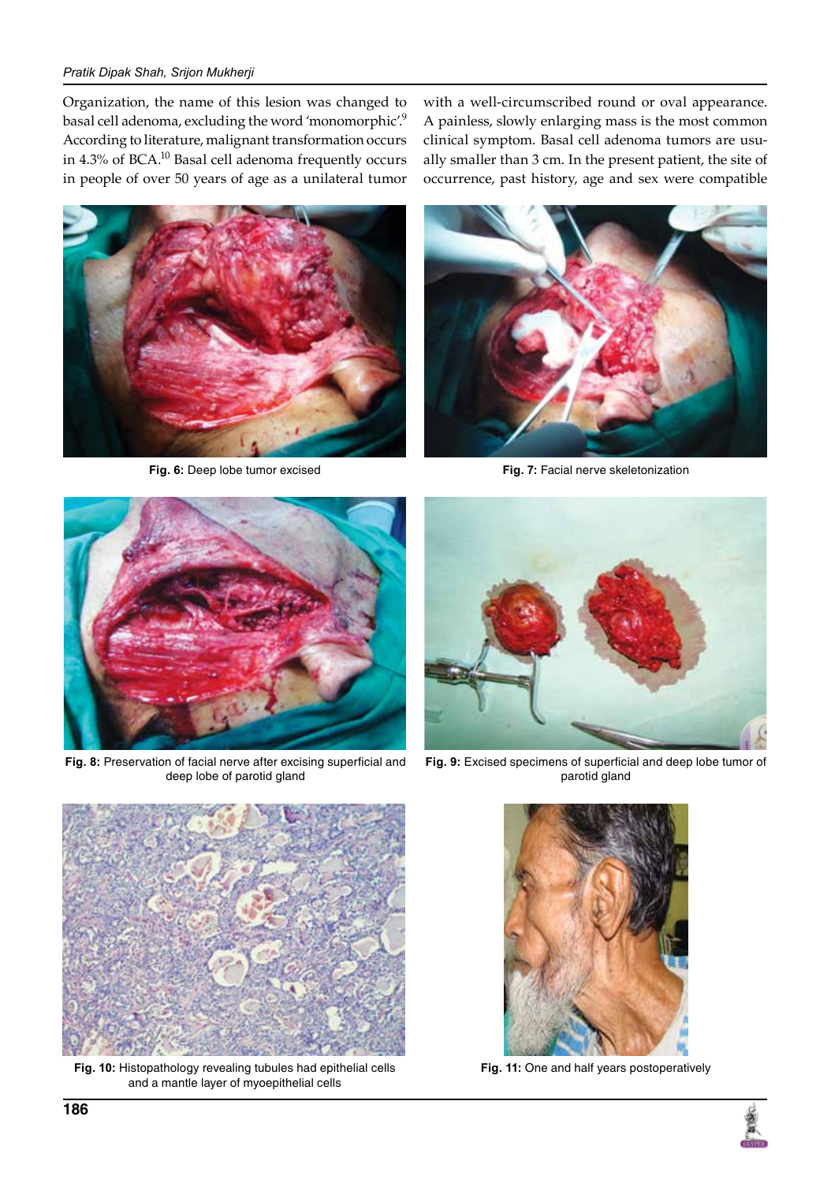Organization, the name of this lesion was changed to basal cell adenoma, excluding the word 'monomorphic'.[9] According to literature, malignant transformation occurs in 4.3% of BCA.[10] Basal cell adenoma frequently occurs in people of over 50 years of age as a unilateral tumor with a well-circumscribed round or oval appearance. A painless, slowly enlarging mass is the most common clinical symptom. Basal cell adenoma tumors are usually smaller than 3 cm. In the present patient, the site of occurrence, past history, age and sex were compatible

**Fig. 6:** Deep lobe tumor excised

**Fig. 7:** Facial nerve skeletonization

**Fig. 8:** Preservation of facial nerve after excising superficial and deep lobe of parotid gland

**Fig. 9:** Excised specimens of superficial and deep lobe tumor of parotid gland

**Fig. 10:** Histopathology revealing tubules had epithelial cells and a mantle layer of myoepithelial cells

**Fig. 11:** One and half years postoperatively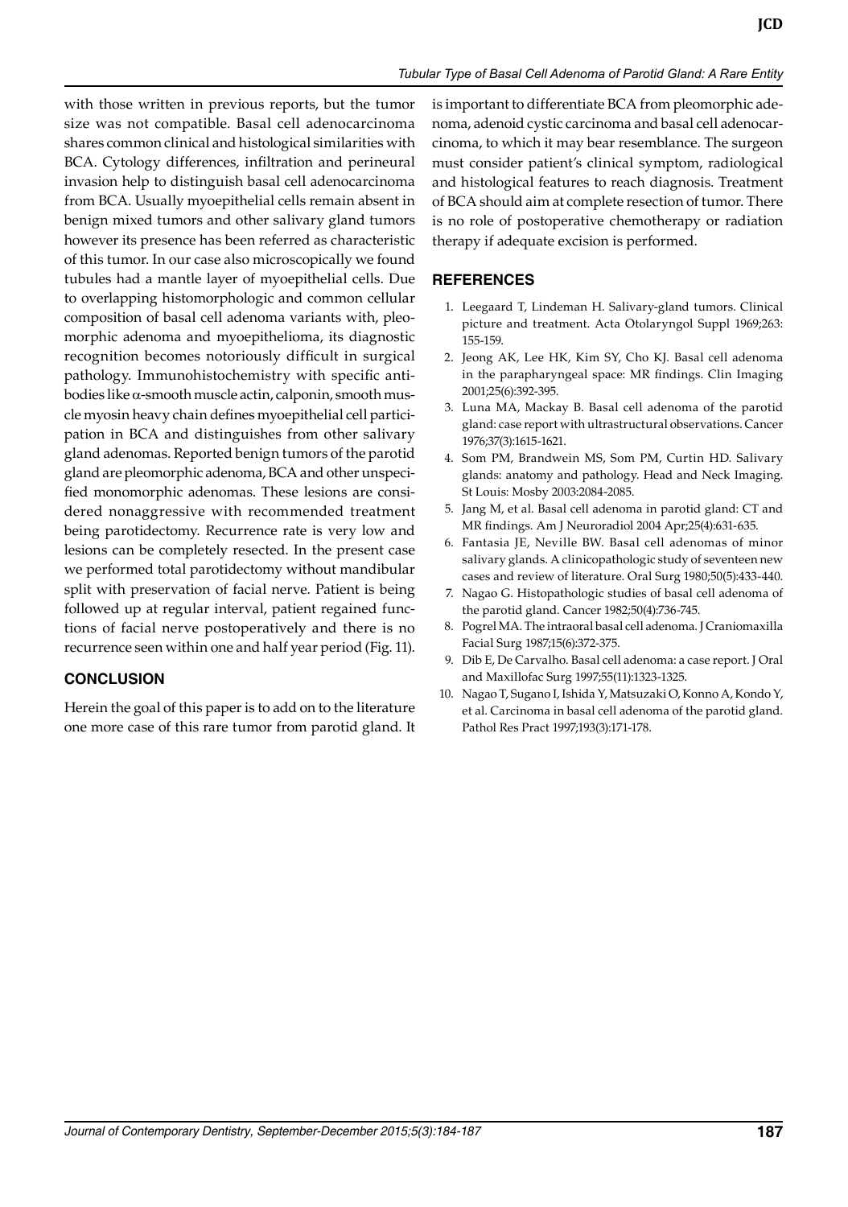with those written in previous reports, but the tumor size was not compatible. Basal cell adenocarcinoma shares common clinical and histological similarities with BCA. Cytology differences, infiltration and perineural invasion help to distinguish basal cell adenocarcinoma from BCA. Usually myoepithelial cells remain absent in benign mixed tumors and other salivary gland tumors however its presence has been referred as characteristic of this tumor. In our case also microscopically we found tubules had a mantle layer of myoepithelial cells. Due to overlapping histomorphologic and common cellular composition of basal cell adenoma variants with, pleomorphic adenoma and myoepithelioma, its diagnostic recognition becomes notoriously difficult in surgical pathology. Immunohistochemistry with specific antibodies like α-smooth muscle actin, calponin, smooth muscle myosin heavy chain defines myoepithelial cell participation in BCA and distinguishes from other salivary gland adenomas. Reported benign tumors of the parotid gland are pleomorphic adenoma, BCA and other unspecified monomorphic adenomas. These lesions are considered nonaggressive with recommended treatment being parotidectomy. Recurrence rate is very low and lesions can be completely resected. In the present case we performed total parotidectomy without mandibular split with preservation of facial nerve. Patient is being followed up at regular interval, patient regained functions of facial nerve postoperatively and there is no recurrence seen within one and half year period (Fig. 11).

## CONCLUSION

Herein the goal of this paper is to add on to the literature one more case of this rare tumor from parotid gland. It is important to differentiate BCA from pleomorphic adenoma, adenoid cystic carcinoma and basal cell adenocarcinoma, to which it may bear resemblance. The surgeon must consider patient's clinical symptom, radiological and histological features to reach diagnosis. Treatment of BCA should aim at complete resection of tumor. There is no role of postoperative chemotherapy or radiation therapy if adequate excision is performed.

## REFERENCES

1. Leegaard T, Lindeman H. Salivary-gland tumors. Clinical picture and treatment. Acta Otolaryngol Suppl 1969;263: 155-159.
2. Jeong AK, Lee HK, Kim SY, Cho KJ. Basal cell adenoma in the parapharyngeal space: MR findings. Clin Imaging 2001;25(6):392-395.
3. Luna MA, Mackay B. Basal cell adenoma of the parotid gland: case report with ultrastructural observations. Cancer 1976;37(3):1615-1621.
4. Som PM, Brandwein MS, Som PM, Curtin HD. Salivary glands: anatomy and pathology. Head and Neck Imaging. St Louis: Mosby 2003:2084-2085.
5. Jang M, et al. Basal cell adenoma in parotid gland: CT and MR findings. Am J Neuroradiol 2004 Apr;25(4):631-635.
6. Fantasia JE, Neville BW. Basal cell adenomas of minor salivary glands. A clinicopathologic study of seventeen new cases and review of literature. Oral Surg 1980;50(5):433-440.
7. Nagao G. Histopathologic studies of basal cell adenoma of the parotid gland. Cancer 1982;50(4):736-745.
8. Pogrel MA. The intraoral basal cell adenoma. J Craniomaxilla Facial Surg 1987;15(6):372-375.
9. Dib E, De Carvalho. Basal cell adenoma: a case report. J Oral and Maxillofac Surg 1997;55(11):1323-1325.
10. Nagao T, Sugano I, Ishida Y, Matsuzaki O, Konno A, Kondo Y, et al. Carcinoma in basal cell adenoma of the parotid gland. Pathol Res Pract 1997;193(3):171-178.